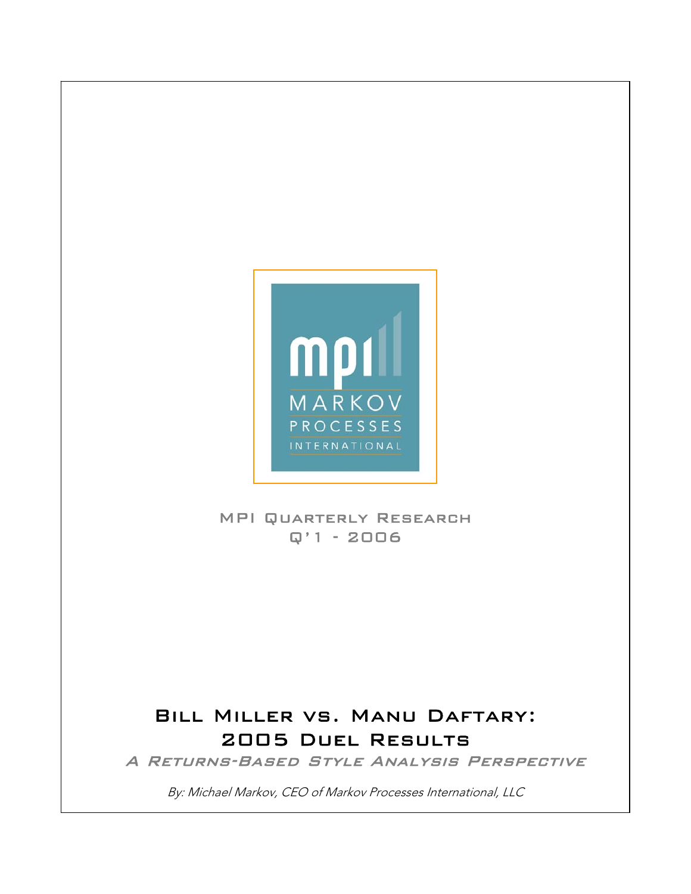mpi

MARKOV

PROCESSES

INTERNATIONAL

MPI Quarterly Research

Q'1 - 2006

# Bill Miller vs. Manu Daftary: 2005 Duel Results

*A Returns-Based Style Analysis Perspective*

*By: Michael Markov, CEO of Markov Processes International, LLC*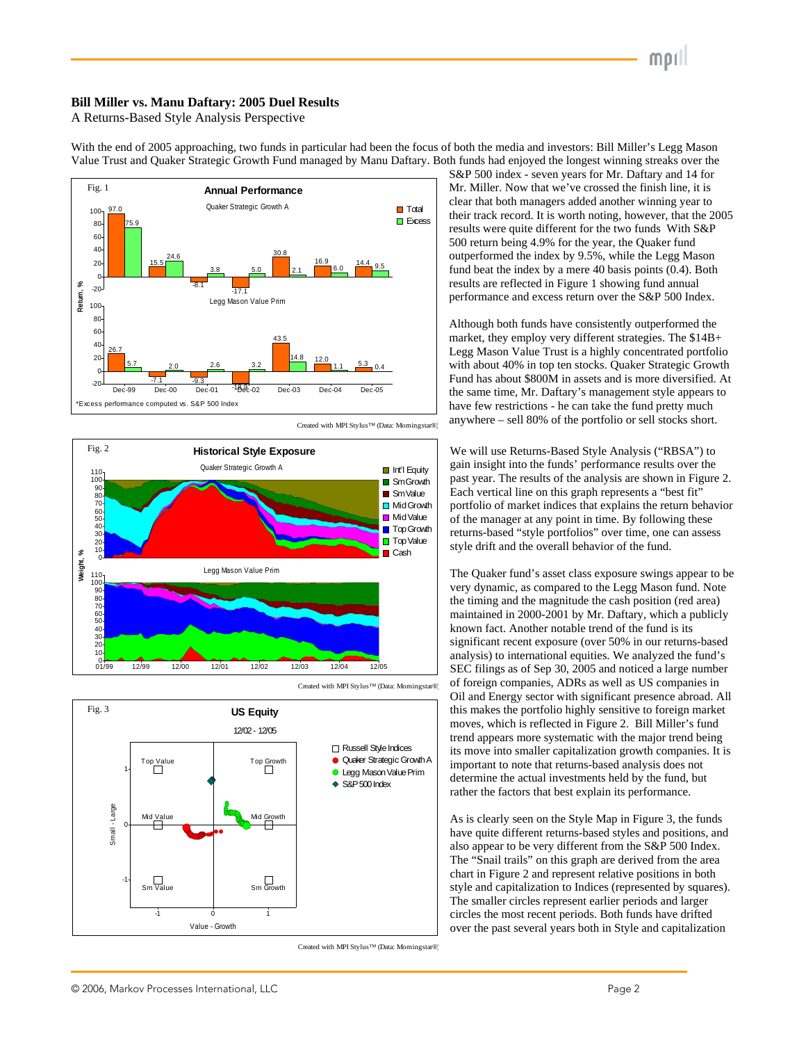**Bill Miller vs. Manu Daftary: 2005 Duel Results**

A Returns-Based Style Analysis Perspective

With the end of 2005 approaching, two funds in particular had been the focus of both the media and investors: Bill Miller's Legg Mason Value Trust and Quaker Strategic Growth Fund managed by Manu Daftary. Both funds had enjoyed the longest winning streaks over the S&P 500 index - seven years for Mr. Daftary and 14 for Mr. Miller. Now that we've crossed the finish line, it is clear that both managers added another winning year to their track record. It is worth noting, however, that the 2005 results were quite different for the two funds With S&P 500 return being 4.9% for the year, the Quaker fund outperformed the index by 9.5%, while the Legg Mason fund beat the index by a mere 40 basis points (0.4). Both results are reflected in Figure 1 showing fund annual performance and excess return over the S&P 500 Index.

Although both funds have consistently outperformed the market, they employ very different strategies. The $14B+ Legg Mason Value Trust is a highly concentrated portfolio with about 40% in top ten stocks. Quaker Strategic Growth Fund has about $800M in assets and is more diversified. At the same time, Mr. Daftary's management style appears to have few restrictions - he can take the fund pretty much anywhere – sell 80% of the portfolio or sell stocks short.

Fig. 1 Annual Performance

*Excess performance computed vs. S&P 500 Index

Created with MPI Stylus™ (Data: Morningstar®)

We will use Returns-Based Style Analysis ("RBSA") to gain insight into the funds' performance results over the past year. The results of the analysis are shown in Figure 2. Each vertical line on this graph represents a "best fit" portfolio of market indices that explains the return behavior of the manager at any point in time. By following these returns-based "style portfolios" over time, one can assess style drift and the overall behavior of the fund.

Fig. 2 Historical Style Exposure

Created with MPI Stylus™ (Data: Morningstar®)

The Quaker fund's asset class exposure swings appear to be very dynamic, as compared to the Legg Mason fund. Note the timing and the magnitude the cash position (red area) maintained in 2000-2001 by Mr. Daftary, which a publicly known fact. Another notable trend of the fund is its significant recent exposure (over 50% in our returns-based analysis) to international equities. We analyzed the fund's SEC filings as of Sep 30, 2005 and noticed a large number of foreign companies, ADRs as well as US companies in Oil and Energy sector with significant presence abroad. All this makes the portfolio highly sensitive to foreign market moves, which is reflected in Figure 2. Bill Miller's fund trend appears more systematic with the major trend being its move into smaller capitalization growth companies. It is important to note that returns-based analysis does not determine the actual investments held by the fund, but rather the factors that best explain its performance.

Fig. 3 US Equity 12/02 - 12/05

Created with MPI Stylus™ (Data: Morningstar®)

As is clearly seen on the Style Map in Figure 3, the funds have quite different returns-based styles and positions, and also appear to be very different from the S&P 500 Index. The "Snail trails" on this graph are derived from the area chart in Figure 2 and represent relative positions in both style and capitalization to Indices (represented by squares). The smaller circles represent earlier periods and larger circles the most recent periods. Both funds have drifted over the past several years both in Style and capitalization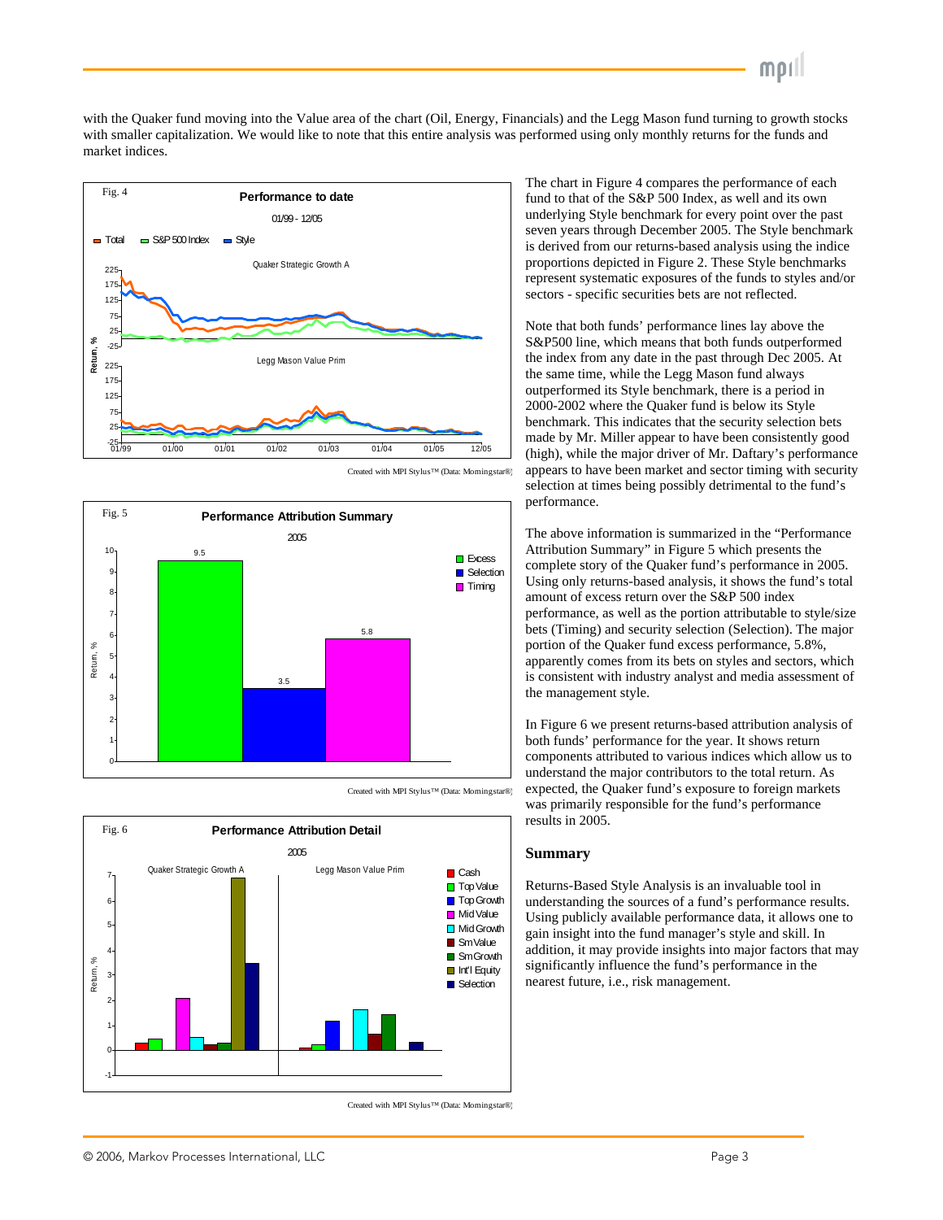with the Quaker fund moving into the Value area of the chart (Oil, Energy, Financials) and the Legg Mason fund turning to growth stocks with smaller capitalization. We would like to note that this entire analysis was performed using only monthly returns for the funds and market indices.

Fig. 4

Performance to date

01/99 - 12/05

Total
S&P 500 Index
Style

Quaker Strategic Growth A

Legg Mason Value Prim

Return, %

225
175
125
75
25
-25

01/99
01/00
01/01
01/02
01/03
01/04
01/05
12/05

Created with MPI Stylus™ (Data: Morningstar®)

The chart in Figure 4 compares the performance of each fund to that of the S&P 500 Index, as well and its own underlying Style benchmark for every point over the past seven years through December 2005. The Style benchmark is derived from our returns-based analysis using the indice proportions depicted in Figure 2. These Style benchmarks represent systematic exposures of the funds to styles and/or sectors - specific securities bets are not reflected.

Note that both funds' performance lines lay above the S&P500 line, which means that both funds outperformed the index from any date in the past through Dec 2005. At the same time, while the Legg Mason fund always outperformed its Style benchmark, there is a period in 2000-2002 where the Quaker fund is below its Style benchmark. This indicates that the security selection bets made by Mr. Miller appear to have been consistently good (high), while the major driver of Mr. Daftary's performance appears to have been market and sector timing with security selection at times being possibly detrimental to the fund's performance.

Fig. 5

Performance Attribution Summary

2005

Excess
Selection
Timing

Return, %

10
9
8
7
6
5
4
3
2
1
0

9.5
3.5
5.8

Created with MPI Stylus™ (Data: Morningstar®)

The above information is summarized in the "Performance Attribution Summary" in Figure 5 which presents the complete story of the Quaker fund's performance in 2005. Using only returns-based analysis, it shows the fund's total amount of excess return over the S&P 500 index performance, as well as the portion attributable to style/size bets (Timing) and security selection (Selection). The major portion of the Quaker fund excess performance, 5.8%, apparently comes from its bets on styles and sectors, which is consistent with industry analyst and media assessment of the management style.

Fig. 6

Performance Attribution Detail

2005

Quaker Strategic Growth A
Legg Mason Value Prim

Cash
Top Value
Top Growth
Mid Value
Mid Growth
Sm Value
Sm Growth
Int'l Equity
Selection

Return, %

7
6
5
4
3
2
1
0
-1

Created with MPI Stylus™ (Data: Morningstar®)

In Figure 6 we present returns-based attribution analysis of both funds' performance for the year. It shows return components attributed to various indices which allow us to understand the major contributors to the total return. As expected, the Quaker fund's exposure to foreign markets was primarily responsible for the fund's performance results in 2005.

## Summary

Returns-Based Style Analysis is an invaluable tool in understanding the sources of a fund's performance results. Using publicly available performance data, it allows one to gain insight into the fund manager's style and skill. In addition, it may provide insights into major factors that may significantly influence the fund's performance in the nearest future, i.e., risk management.